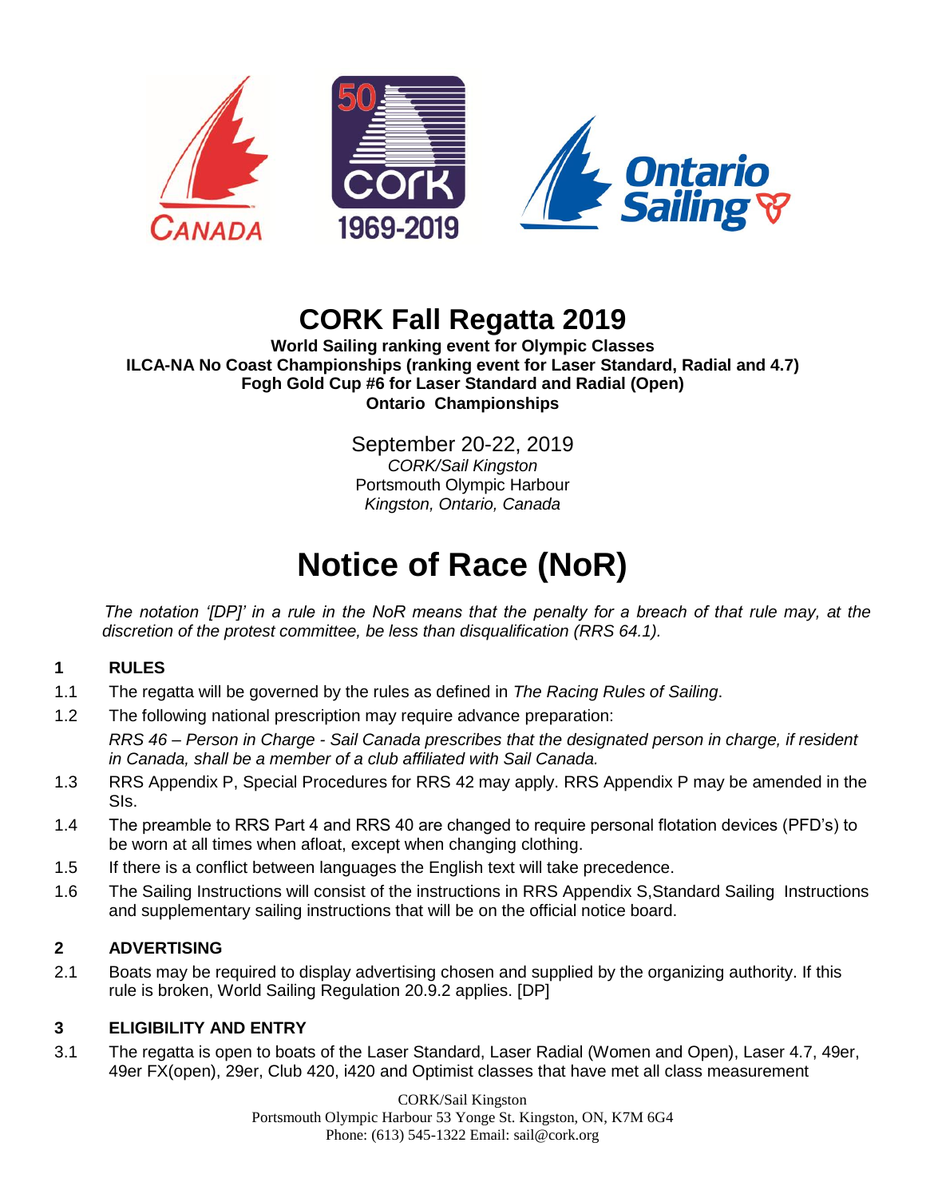# CORK Fall Regatta 2019

**World Sailing ranking event for Olympic Classes**
**ILCA-NA No Coast Championships (ranking event for Laser Standard, Radial and 4.7)**
**Fogh Gold Cup #6 for Laser Standard and Radial (Open)**
**Ontario Championships**

September 20-22, 2019
*CORK/Sail Kingston*
Portsmouth Olympic Harbour
*Kingston, Ontario, Canada*

# Notice of Race (NoR)

*The notation '[DP]' in a rule in the NoR means that the penalty for a breach of that rule may, at the discretion of the protest committee, be less than disqualification (RRS 64.1).*

## 1 RULES

1.1 The regatta will be governed by the rules as defined in *The Racing Rules of Sailing*.

1.2 The following national prescription may require advance preparation:

*RRS 46 – Person in Charge - Sail Canada prescribes that the designated person in charge, if resident in Canada, shall be a member of a club affiliated with Sail Canada.*

1.3 RRS Appendix P, Special Procedures for RRS 42 may apply. RRS Appendix P may be amended in the SIs.

1.4 The preamble to RRS Part 4 and RRS 40 are changed to require personal flotation devices (PFD's) to be worn at all times when afloat, except when changing clothing.

1.5 If there is a conflict between languages the English text will take precedence.

1.6 The Sailing Instructions will consist of the instructions in RRS Appendix S,Standard Sailing Instructions and supplementary sailing instructions that will be on the official notice board.

## 2 ADVERTISING

2.1 Boats may be required to display advertising chosen and supplied by the organizing authority. If this rule is broken, World Sailing Regulation 20.9.2 applies. [DP]

## 3 ELIGIBILITY AND ENTRY

3.1 The regatta is open to boats of the Laser Standard, Laser Radial (Women and Open), Laser 4.7, 49er, 49er FX(open), 29er, Club 420, i420 and Optimist classes that have met all class measurement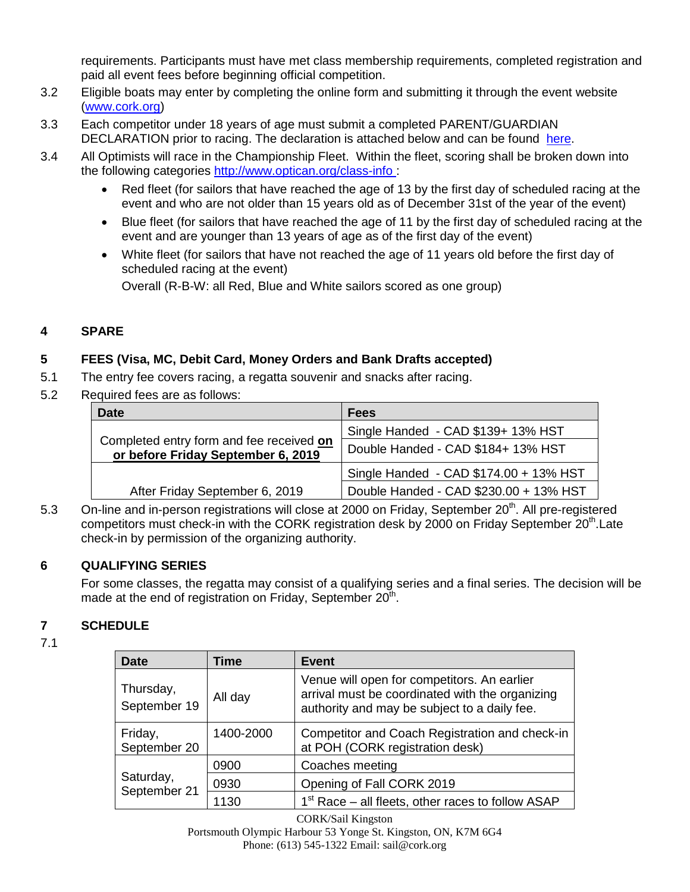requirements. Participants must have met class membership requirements, completed registration and paid all event fees before beginning official competition.

3.2 Eligible boats may enter by completing the online form and submitting it through the event website (www.cork.org)

3.3 Each competitor under 18 years of age must submit a completed PARENT/GUARDIAN DECLARATION prior to racing. The declaration is attached below and can be found here.

3.4 All Optimists will race in the Championship Fleet. Within the fleet, scoring shall be broken down into the following categories http://www.optican.org/class-info :

- Red fleet (for sailors that have reached the age of 13 by the first day of scheduled racing at the event and who are not older than 15 years old as of December 31st of the year of the event)
- Blue fleet (for sailors that have reached the age of 11 by the first day of scheduled racing at the event and are younger than 13 years of age as of the first day of the event)
- White fleet (for sailors that have not reached the age of 11 years old before the first day of scheduled racing at the event)

  Overall (R-B-W: all Red, Blue and White sailors scored as one group)

## 4 SPARE

## 5 FEES (Visa, MC, Debit Card, Money Orders and Bank Drafts accepted)

5.1 The entry fee covers racing, a regatta souvenir and snacks after racing.

5.2 Required fees are as follows:

| Date | Fees |
|---|---|
| Completed entry form and fee received **on or before Friday September 6, 2019** | Single Handed - CAD $139+ 13% HST |
| | Double Handed - CAD $184+ 13% HST |
| After Friday September 6, 2019 | Single Handed - CAD $174.00 + 13% HST |
| | Double Handed - CAD $230.00 + 13% HST |

5.3 On-line and in-person registrations will close at 2000 on Friday, September 20th. All pre-registered competitors must check-in with the CORK registration desk by 2000 on Friday September 20th.Late check-in by permission of the organizing authority.

## 6 QUALIFYING SERIES

For some classes, the regatta may consist of a qualifying series and a final series. The decision will be made at the end of registration on Friday, September 20th.

## 7 SCHEDULE

7.1

| Date | Time | Event |
|---|---|---|
| Thursday, September 19 | All day | Venue will open for competitors. An earlier arrival must be coordinated with the organizing authority and may be subject to a daily fee. |
| Friday, September 20 | 1400-2000 | Competitor and Coach Registration and check-in at POH (CORK registration desk) |
| Saturday, September 21 | 0900 | Coaches meeting |
| | 0930 | Opening of Fall CORK 2019 |
| | 1130 | 1st Race – all fleets, other races to follow ASAP |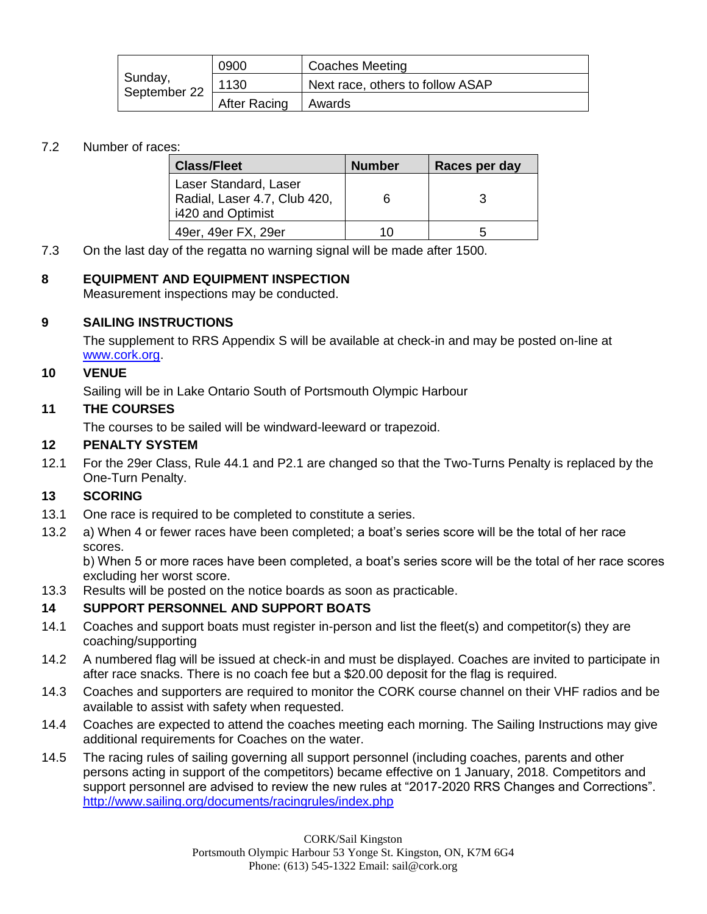| Sunday, September 22 | 0900 | Coaches Meeting |
| --- | --- | --- |
| | 1130 | Next race, others to follow ASAP |
| | After Racing | Awards |

7.2 Number of races:

| Class/Fleet | Number | Races per day |
| --- | --- | --- |
| Laser Standard, Laser Radial, Laser 4.7, Club 420, i420 and Optimist | 6 | 3 |
| 49er, 49er FX, 29er | 10 | 5 |

7.3 On the last day of the regatta no warning signal will be made after 1500.

## 8 EQUIPMENT AND EQUIPMENT INSPECTION

Measurement inspections may be conducted.

## 9 SAILING INSTRUCTIONS

The supplement to RRS Appendix S will be available at check-in and may be posted on-line at www.cork.org.

## 10 VENUE

Sailing will be in Lake Ontario South of Portsmouth Olympic Harbour

## 11 THE COURSES

The courses to be sailed will be windward-leeward or trapezoid.

## 12 PENALTY SYSTEM

12.1 For the 29er Class, Rule 44.1 and P2.1 are changed so that the Two-Turns Penalty is replaced by the One-Turn Penalty.

## 13 SCORING

13.1 One race is required to be completed to constitute a series.

13.2 a) When 4 or fewer races have been completed; a boat's series score will be the total of her race scores.
b) When 5 or more races have been completed, a boat's series score will be the total of her race scores excluding her worst score.

13.3 Results will be posted on the notice boards as soon as practicable.

## 14 SUPPORT PERSONNEL AND SUPPORT BOATS

14.1 Coaches and support boats must register in-person and list the fleet(s) and competitor(s) they are coaching/supporting

14.2 A numbered flag will be issued at check-in and must be displayed. Coaches are invited to participate in after race snacks. There is no coach fee but a $20.00 deposit for the flag is required.

14.3 Coaches and supporters are required to monitor the CORK course channel on their VHF radios and be available to assist with safety when requested.

14.4 Coaches are expected to attend the coaches meeting each morning. The Sailing Instructions may give additional requirements for Coaches on the water.

14.5 The racing rules of sailing governing all support personnel (including coaches, parents and other persons acting in support of the competitors) became effective on 1 January, 2018. Competitors and support personnel are advised to review the new rules at "2017-2020 RRS Changes and Corrections". http://www.sailing.org/documents/racingrules/index.php

CORK/Sail Kingston
Portsmouth Olympic Harbour 53 Yonge St. Kingston, ON, K7M 6G4
Phone: (613) 545-1322 Email: sail@cork.org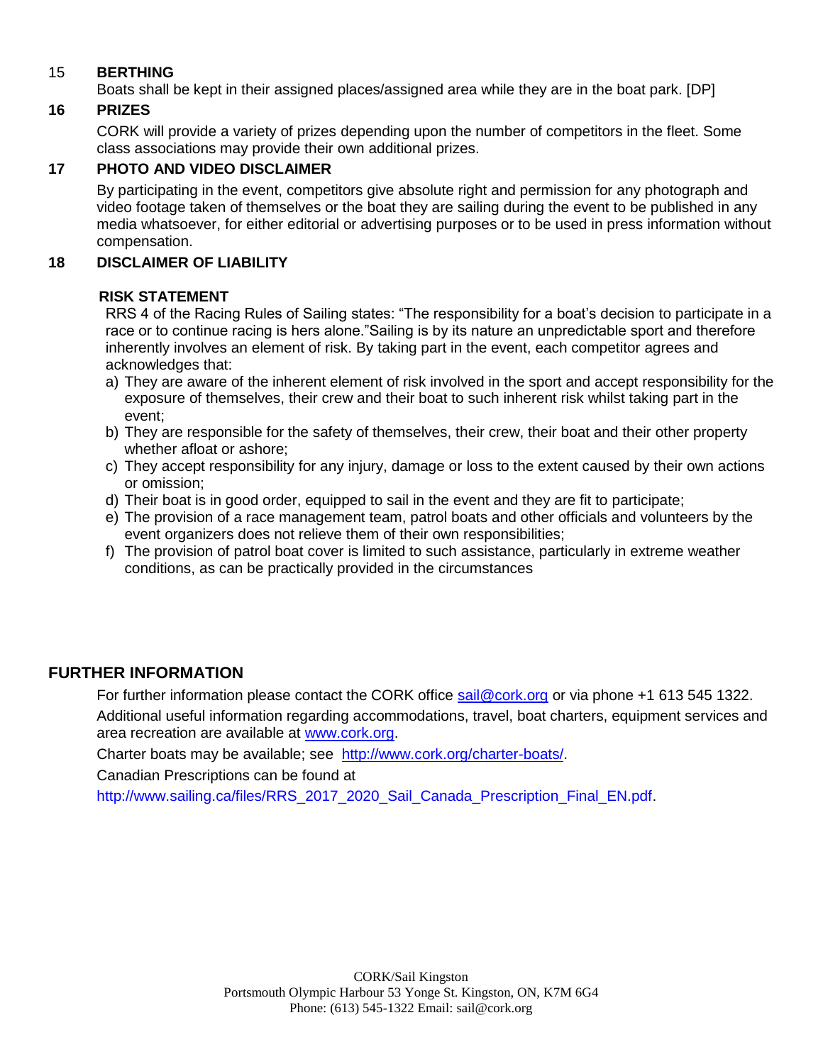## 15 BERTHING

Boats shall be kept in their assigned places/assigned area while they are in the boat park. [DP]

## 16 PRIZES

CORK will provide a variety of prizes depending upon the number of competitors in the fleet. Some class associations may provide their own additional prizes.

## 17 PHOTO AND VIDEO DISCLAIMER

By participating in the event, competitors give absolute right and permission for any photograph and video footage taken of themselves or the boat they are sailing during the event to be published in any media whatsoever, for either editorial or advertising purposes or to be used in press information without compensation.

## 18 DISCLAIMER OF LIABILITY

**RISK STATEMENT**

RRS 4 of the Racing Rules of Sailing states: "The responsibility for a boat's decision to participate in a race or to continue racing is hers alone."Sailing is by its nature an unpredictable sport and therefore inherently involves an element of risk. By taking part in the event, each competitor agrees and acknowledges that:

a) They are aware of the inherent element of risk involved in the sport and accept responsibility for the exposure of themselves, their crew and their boat to such inherent risk whilst taking part in the event;
b) They are responsible for the safety of themselves, their crew, their boat and their other property whether afloat or ashore;
c) They accept responsibility for any injury, damage or loss to the extent caused by their own actions or omission;
d) Their boat is in good order, equipped to sail in the event and they are fit to participate;
e) The provision of a race management team, patrol boats and other officials and volunteers by the event organizers does not relieve them of their own responsibilities;
f) The provision of patrol boat cover is limited to such assistance, particularly in extreme weather conditions, as can be practically provided in the circumstances

## FURTHER INFORMATION

For further information please contact the CORK office sail@cork.org or via phone +1 613 545 1322.

Additional useful information regarding accommodations, travel, boat charters, equipment services and area recreation are available at www.cork.org.

Charter boats may be available; see http://www.cork.org/charter-boats/.

Canadian Prescriptions can be found at

http://www.sailing.ca/files/RRS_2017_2020_Sail_Canada_Prescription_Final_EN.pdf.

CORK/Sail Kingston
Portsmouth Olympic Harbour 53 Yonge St. Kingston, ON, K7M 6G4
Phone: (613) 545-1322 Email: sail@cork.org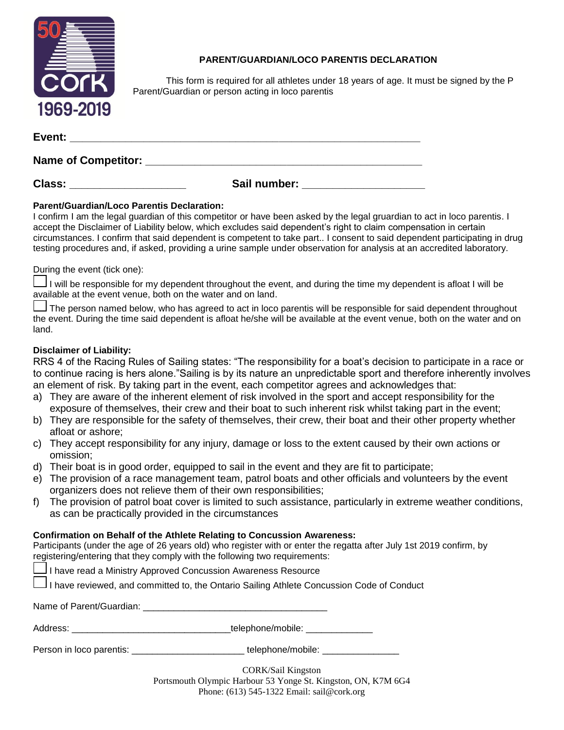## PARENT/GUARDIAN/LOCO PARENTIS DECLARATION

This form is required for all athletes under 18 years of age. It must be signed by the P Parent/Guardian or person acting in loco parentis

**Event:** ___________________________________________________________

**Name of Competitor:** _______________________________________________

**Class:** ____________________ **Sail number:** ____________________

**Parent/Guardian/Loco Parentis Declaration:**

I confirm I am the legal guardian of this competitor or have been asked by the legal gruardian to act in loco parentis. I accept the Disclaimer of Liability below, which excludes said dependent's right to claim compensation in certain circumstances. I confirm that said dependent is competent to take part.. I consent to said dependent participating in drug testing procedures and, if asked, providing a urine sample under observation for analysis at an accredited laboratory.

During the event (tick one):

☐ I will be responsible for my dependent throughout the event, and during the time my dependent is afloat I will be available at the event venue, both on the water and on land.

☐ The person named below, who has agreed to act in loco parentis will be responsible for said dependent throughout the event. During the time said dependent is afloat he/she will be available at the event venue, both on the water and on land.

**Disclaimer of Liability:**

RRS 4 of the Racing Rules of Sailing states: "The responsibility for a boat's decision to participate in a race or to continue racing is hers alone."Sailing is by its nature an unpredictable sport and therefore inherently involves an element of risk. By taking part in the event, each competitor agrees and acknowledges that:

a) They are aware of the inherent element of risk involved in the sport and accept responsibility for the exposure of themselves, their crew and their boat to such inherent risk whilst taking part in the event;
b) They are responsible for the safety of themselves, their crew, their boat and their other property whether afloat or ashore;
c) They accept responsibility for any injury, damage or loss to the extent caused by their own actions or omission;
d) Their boat is in good order, equipped to sail in the event and they are fit to participate;
e) The provision of a race management team, patrol boats and other officials and volunteers by the event organizers does not relieve them of their own responsibilities;
f) The provision of patrol boat cover is limited to such assistance, particularly in extreme weather conditions, as can be practically provided in the circumstances

**Confirmation on Behalf of the Athlete Relating to Concussion Awareness:**

Participants (under the age of 26 years old) who register with or enter the regatta after July 1st 2019 confirm, by registering/entering that they comply with the following two requirements:

☐ I have read a Ministry Approved Concussion Awareness Resource

☐ I have reviewed, and committed to, the Ontario Sailing Athlete Concussion Code of Conduct

Name of Parent/Guardian: ____________________________________

Address: _______________________________telephone/mobile: _____________

Person in loco parentis: ______________________ telephone/mobile: _______________

CORK/Sail Kingston
Portsmouth Olympic Harbour 53 Yonge St. Kingston, ON, K7M 6G4
Phone: (613) 545-1322 Email: sail@cork.org